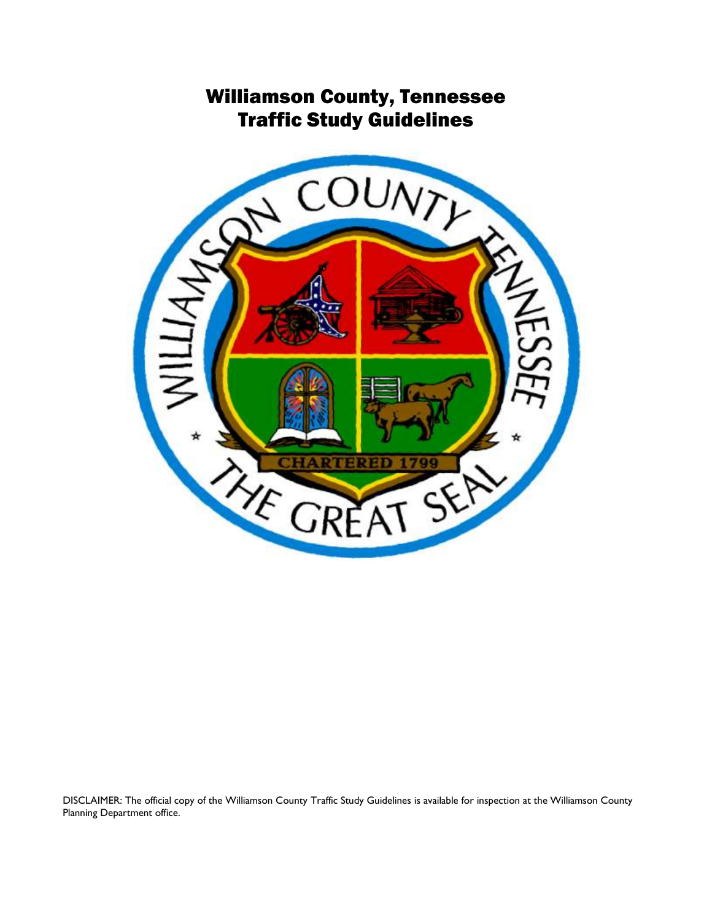# Williamson County, Tennessee
# Traffic Study Guidelines

DISCLAIMER: The official copy of the Williamson County Traffic Study Guidelines is available for inspection at the Williamson County Planning Department office.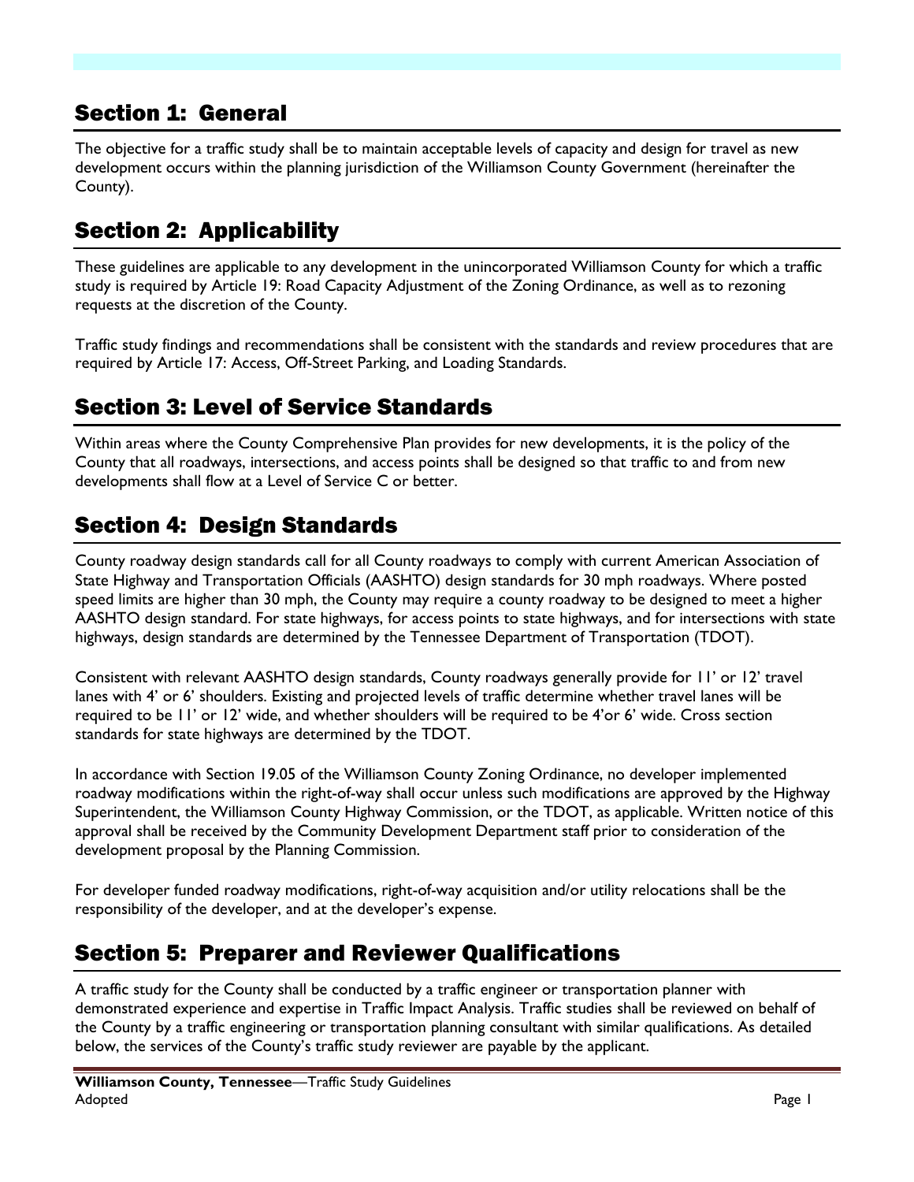## Section 1: General

The objective for a traffic study shall be to maintain acceptable levels of capacity and design for travel as new development occurs within the planning jurisdiction of the Williamson County Government (hereinafter the County).

## Section 2: Applicability

These guidelines are applicable to any development in the unincorporated Williamson County for which a traffic study is required by Article 19: Road Capacity Adjustment of the Zoning Ordinance, as well as to rezoning requests at the discretion of the County.

Traffic study findings and recommendations shall be consistent with the standards and review procedures that are required by Article 17: Access, Off-Street Parking, and Loading Standards.

## Section 3: Level of Service Standards

Within areas where the County Comprehensive Plan provides for new developments, it is the policy of the County that all roadways, intersections, and access points shall be designed so that traffic to and from new developments shall flow at a Level of Service C or better.

## Section 4: Design Standards

County roadway design standards call for all County roadways to comply with current American Association of State Highway and Transportation Officials (AASHTO) design standards for 30 mph roadways. Where posted speed limits are higher than 30 mph, the County may require a county roadway to be designed to meet a higher AASHTO design standard. For state highways, for access points to state highways, and for intersections with state highways, design standards are determined by the Tennessee Department of Transportation (TDOT).

Consistent with relevant AASHTO design standards, County roadways generally provide for 11' or 12' travel lanes with 4' or 6' shoulders. Existing and projected levels of traffic determine whether travel lanes will be required to be 11' or 12' wide, and whether shoulders will be required to be 4'or 6' wide. Cross section standards for state highways are determined by the TDOT.

In accordance with Section 19.05 of the Williamson County Zoning Ordinance, no developer implemented roadway modifications within the right-of-way shall occur unless such modifications are approved by the Highway Superintendent, the Williamson County Highway Commission, or the TDOT, as applicable. Written notice of this approval shall be received by the Community Development Department staff prior to consideration of the development proposal by the Planning Commission.

For developer funded roadway modifications, right-of-way acquisition and/or utility relocations shall be the responsibility of the developer, and at the developer's expense.

## Section 5: Preparer and Reviewer Qualifications

A traffic study for the County shall be conducted by a traffic engineer or transportation planner with demonstrated experience and expertise in Traffic Impact Analysis. Traffic studies shall be reviewed on behalf of the County by a traffic engineering or transportation planning consultant with similar qualifications. As detailed below, the services of the County's traffic study reviewer are payable by the applicant.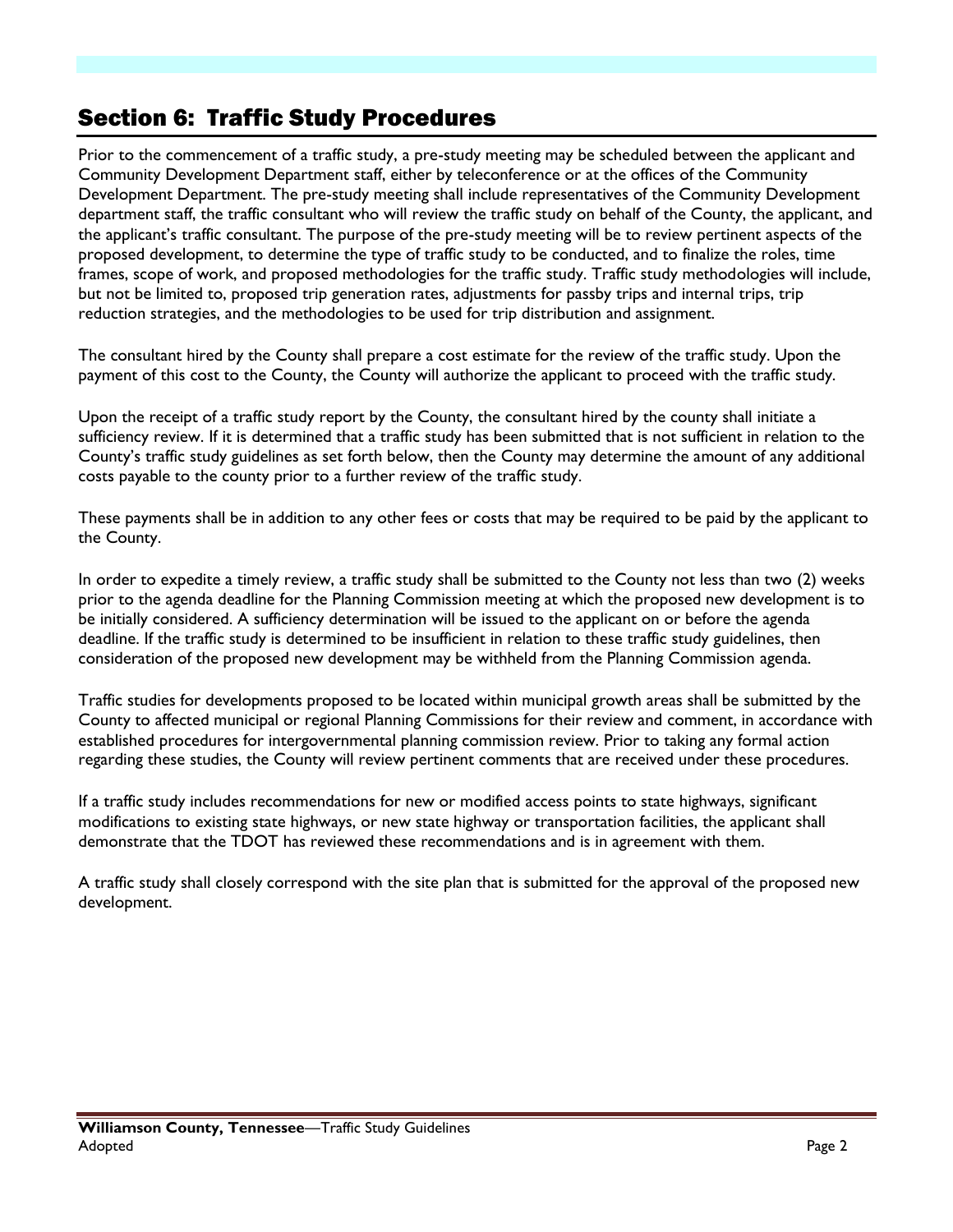## Section 6: Traffic Study Procedures

Prior to the commencement of a traffic study, a pre-study meeting may be scheduled between the applicant and Community Development Department staff, either by teleconference or at the offices of the Community Development Department. The pre-study meeting shall include representatives of the Community Development department staff, the traffic consultant who will review the traffic study on behalf of the County, the applicant, and the applicant's traffic consultant. The purpose of the pre-study meeting will be to review pertinent aspects of the proposed development, to determine the type of traffic study to be conducted, and to finalize the roles, time frames, scope of work, and proposed methodologies for the traffic study. Traffic study methodologies will include, but not be limited to, proposed trip generation rates, adjustments for passby trips and internal trips, trip reduction strategies, and the methodologies to be used for trip distribution and assignment.

The consultant hired by the County shall prepare a cost estimate for the review of the traffic study. Upon the payment of this cost to the County, the County will authorize the applicant to proceed with the traffic study.

Upon the receipt of a traffic study report by the County, the consultant hired by the county shall initiate a sufficiency review. If it is determined that a traffic study has been submitted that is not sufficient in relation to the County's traffic study guidelines as set forth below, then the County may determine the amount of any additional costs payable to the county prior to a further review of the traffic study.

These payments shall be in addition to any other fees or costs that may be required to be paid by the applicant to the County.

In order to expedite a timely review, a traffic study shall be submitted to the County not less than two (2) weeks prior to the agenda deadline for the Planning Commission meeting at which the proposed new development is to be initially considered. A sufficiency determination will be issued to the applicant on or before the agenda deadline. If the traffic study is determined to be insufficient in relation to these traffic study guidelines, then consideration of the proposed new development may be withheld from the Planning Commission agenda.

Traffic studies for developments proposed to be located within municipal growth areas shall be submitted by the County to affected municipal or regional Planning Commissions for their review and comment, in accordance with established procedures for intergovernmental planning commission review. Prior to taking any formal action regarding these studies, the County will review pertinent comments that are received under these procedures.

If a traffic study includes recommendations for new or modified access points to state highways, significant modifications to existing state highways, or new state highway or transportation facilities, the applicant shall demonstrate that the TDOT has reviewed these recommendations and is in agreement with them.

A traffic study shall closely correspond with the site plan that is submitted for the approval of the proposed new development.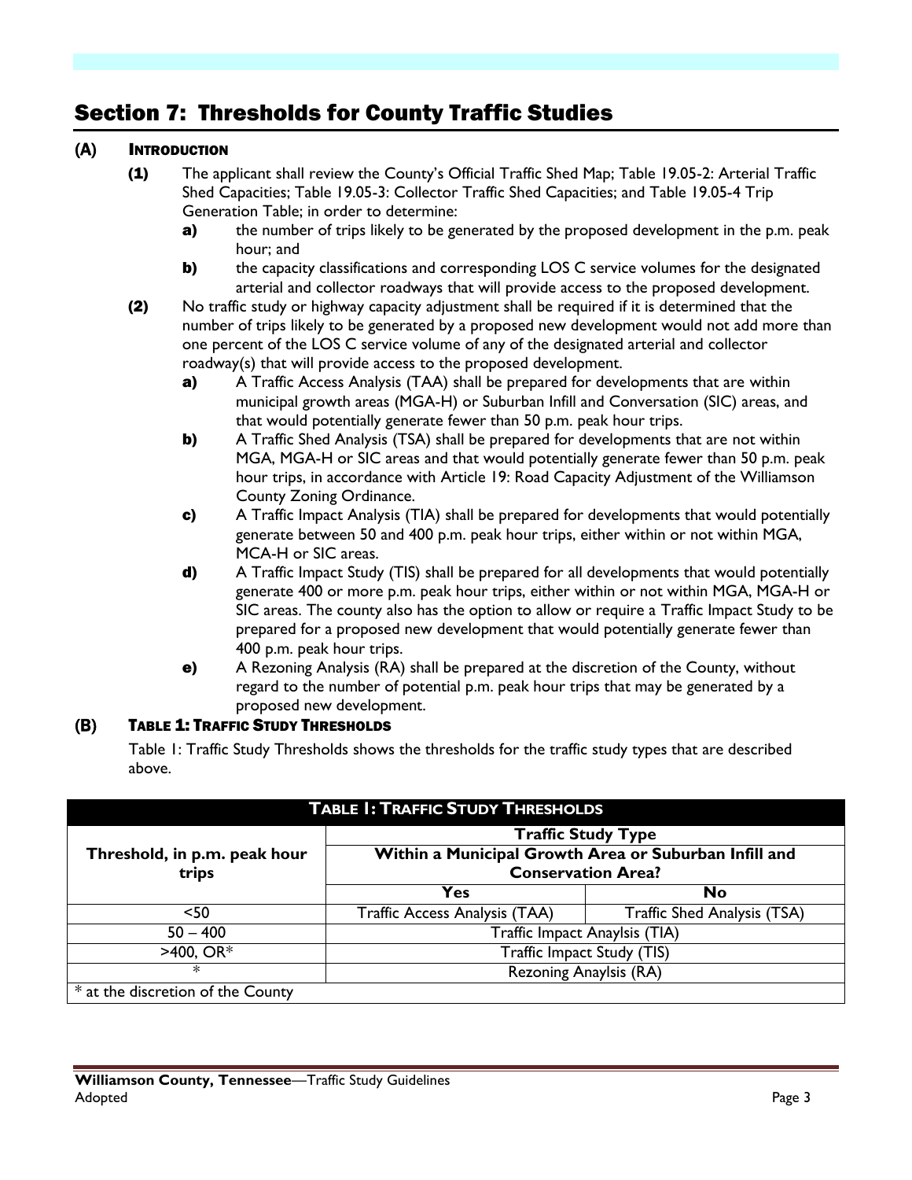# Section 7: Thresholds for County Traffic Studies

## (A) Introduction

**(1)** The applicant shall review the County's Official Traffic Shed Map; Table 19.05-2: Arterial Traffic Shed Capacities; Table 19.05-3: Collector Traffic Shed Capacities; and Table 19.05-4 Trip Generation Table; in order to determine:

- **a)** the number of trips likely to be generated by the proposed development in the p.m. peak hour; and
- **b)** the capacity classifications and corresponding LOS C service volumes for the designated arterial and collector roadways that will provide access to the proposed development.

**(2)** No traffic study or highway capacity adjustment shall be required if it is determined that the number of trips likely to be generated by a proposed new development would not add more than one percent of the LOS C service volume of any of the designated arterial and collector roadway(s) that will provide access to the proposed development.

- **a)** A Traffic Access Analysis (TAA) shall be prepared for developments that are within municipal growth areas (MGA-H) or Suburban Infill and Conversation (SIC) areas, and that would potentially generate fewer than 50 p.m. peak hour trips.
- **b)** A Traffic Shed Analysis (TSA) shall be prepared for developments that are not within MGA, MGA-H or SIC areas and that would potentially generate fewer than 50 p.m. peak hour trips, in accordance with Article 19: Road Capacity Adjustment of the Williamson County Zoning Ordinance.
- **c)** A Traffic Impact Analysis (TIA) shall be prepared for developments that would potentially generate between 50 and 400 p.m. peak hour trips, either within or not within MGA, MCA-H or SIC areas.
- **d)** A Traffic Impact Study (TIS) shall be prepared for all developments that would potentially generate 400 or more p.m. peak hour trips, either within or not within MGA, MGA-H or SIC areas. The county also has the option to allow or require a Traffic Impact Study to be prepared for a proposed new development that would potentially generate fewer than 400 p.m. peak hour trips.
- **e)** A Rezoning Analysis (RA) shall be prepared at the discretion of the County, without regard to the number of potential p.m. peak hour trips that may be generated by a proposed new development.

## (B) Table 1: Traffic Study Thresholds

Table 1: Traffic Study Thresholds shows the thresholds for the traffic study types that are described above.

**Table 1: Traffic Study Thresholds**

| Threshold, in p.m. peak hour trips | Traffic Study Type — Within a Municipal Growth Area or Suburban Infill and Conservation Area? | |
|---|---|---|
| | **Yes** | **No** |
| <50 | Traffic Access Analysis (TAA) | Traffic Shed Analysis (TSA) |
| 50 – 400 | Traffic Impact Anaylsis (TIA) | |
| >400, OR* | Traffic Impact Study (TIS) | |
| * | Rezoning Anaylsis (RA) | |

\* at the discretion of the County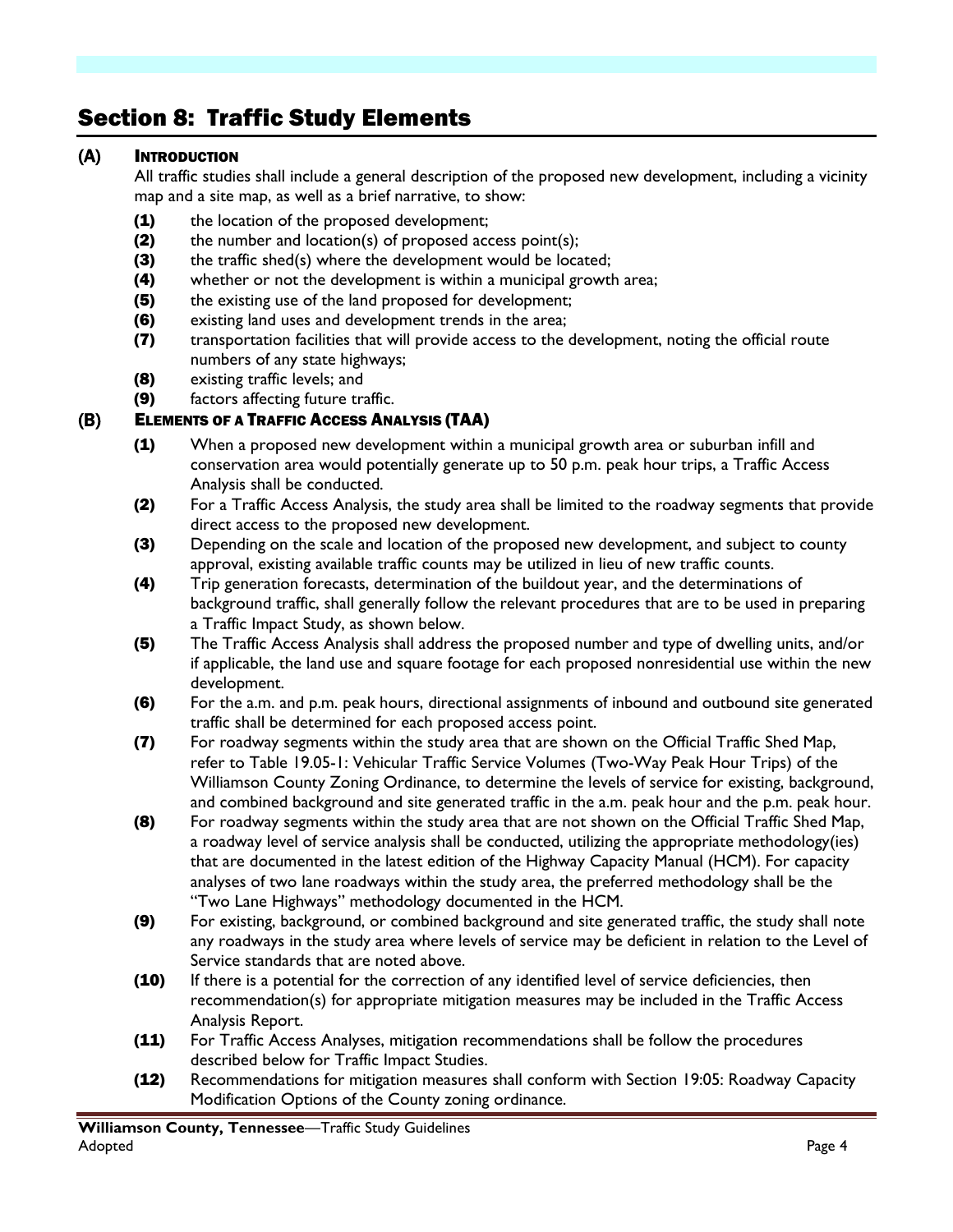# Section 8: Traffic Study Elements

## (A) INTRODUCTION

All traffic studies shall include a general description of the proposed new development, including a vicinity map and a site map, as well as a brief narrative, to show:

- **(1)** the location of the proposed development;
- **(2)** the number and location(s) of proposed access point(s);
- **(3)** the traffic shed(s) where the development would be located;
- **(4)** whether or not the development is within a municipal growth area;
- **(5)** the existing use of the land proposed for development;
- **(6)** existing land uses and development trends in the area;
- **(7)** transportation facilities that will provide access to the development, noting the official route numbers of any state highways;
- **(8)** existing traffic levels; and
- **(9)** factors affecting future traffic.

## (B) ELEMENTS OF A TRAFFIC ACCESS ANALYSIS (TAA)

- **(1)** When a proposed new development within a municipal growth area or suburban infill and conservation area would potentially generate up to 50 p.m. peak hour trips, a Traffic Access Analysis shall be conducted.
- **(2)** For a Traffic Access Analysis, the study area shall be limited to the roadway segments that provide direct access to the proposed new development.
- **(3)** Depending on the scale and location of the proposed new development, and subject to county approval, existing available traffic counts may be utilized in lieu of new traffic counts.
- **(4)** Trip generation forecasts, determination of the buildout year, and the determinations of background traffic, shall generally follow the relevant procedures that are to be used in preparing a Traffic Impact Study, as shown below.
- **(5)** The Traffic Access Analysis shall address the proposed number and type of dwelling units, and/or if applicable, the land use and square footage for each proposed nonresidential use within the new development.
- **(6)** For the a.m. and p.m. peak hours, directional assignments of inbound and outbound site generated traffic shall be determined for each proposed access point.
- **(7)** For roadway segments within the study area that are shown on the Official Traffic Shed Map, refer to Table 19.05-1: Vehicular Traffic Service Volumes (Two-Way Peak Hour Trips) of the Williamson County Zoning Ordinance, to determine the levels of service for existing, background, and combined background and site generated traffic in the a.m. peak hour and the p.m. peak hour.
- **(8)** For roadway segments within the study area that are not shown on the Official Traffic Shed Map, a roadway level of service analysis shall be conducted, utilizing the appropriate methodology(ies) that are documented in the latest edition of the Highway Capacity Manual (HCM). For capacity analyses of two lane roadways within the study area, the preferred methodology shall be the "Two Lane Highways" methodology documented in the HCM.
- **(9)** For existing, background, or combined background and site generated traffic, the study shall note any roadways in the study area where levels of service may be deficient in relation to the Level of Service standards that are noted above.
- **(10)** If there is a potential for the correction of any identified level of service deficiencies, then recommendation(s) for appropriate mitigation measures may be included in the Traffic Access Analysis Report.
- **(11)** For Traffic Access Analyses, mitigation recommendations shall be follow the procedures described below for Traffic Impact Studies.
- **(12)** Recommendations for mitigation measures shall conform with Section 19:05: Roadway Capacity Modification Options of the County zoning ordinance.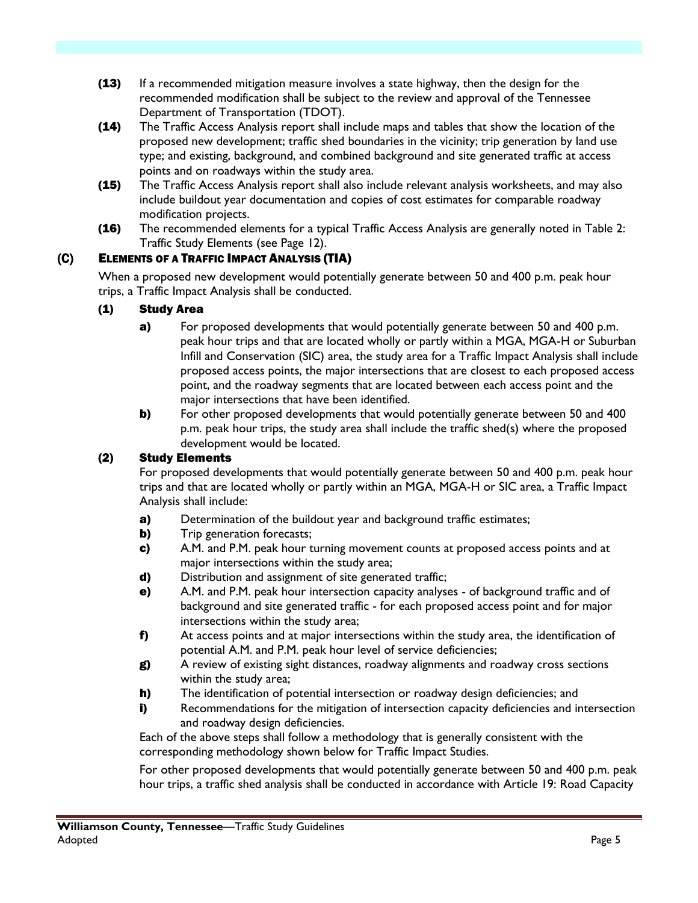**(13)** If a recommended mitigation measure involves a state highway, then the design for the recommended modification shall be subject to the review and approval of the Tennessee Department of Transportation (TDOT).

**(14)** The Traffic Access Analysis report shall include maps and tables that show the location of the proposed new development; traffic shed boundaries in the vicinity; trip generation by land use type; and existing, background, and combined background and site generated traffic at access points and on roadways within the study area.

**(15)** The Traffic Access Analysis report shall also include relevant analysis worksheets, and may also include buildout year documentation and copies of cost estimates for comparable roadway modification projects.

**(16)** The recommended elements for a typical Traffic Access Analysis are generally noted in Table 2: Traffic Study Elements (see Page 12).

## (C) ELEMENTS OF A TRAFFIC IMPACT ANALYSIS (TIA)

When a proposed new development would potentially generate between 50 and 400 p.m. peak hour trips, a Traffic Impact Analysis shall be conducted.

### (1) Study Area

**a)** For proposed developments that would potentially generate between 50 and 400 p.m. peak hour trips and that are located wholly or partly within a MGA, MGA-H or Suburban Infill and Conservation (SIC) area, the study area for a Traffic Impact Analysis shall include proposed access points, the major intersections that are closest to each proposed access point, and the roadway segments that are located between each access point and the major intersections that have been identified.

**b)** For other proposed developments that would potentially generate between 50 and 400 p.m. peak hour trips, the study area shall include the traffic shed(s) where the proposed development would be located.

### (2) Study Elements

For proposed developments that would potentially generate between 50 and 400 p.m. peak hour trips and that are located wholly or partly within an MGA, MGA-H or SIC area, a Traffic Impact Analysis shall include:

**a)** Determination of the buildout year and background traffic estimates;

**b)** Trip generation forecasts;

**c)** A.M. and P.M. peak hour turning movement counts at proposed access points and at major intersections within the study area;

**d)** Distribution and assignment of site generated traffic;

**e)** A.M. and P.M. peak hour intersection capacity analyses - of background traffic and of background and site generated traffic - for each proposed access point and for major intersections within the study area;

**f)** At access points and at major intersections within the study area, the identification of potential A.M. and P.M. peak hour level of service deficiencies;

**g)** A review of existing sight distances, roadway alignments and roadway cross sections within the study area;

**h)** The identification of potential intersection or roadway design deficiencies; and

**i)** Recommendations for the mitigation of intersection capacity deficiencies and intersection and roadway design deficiencies.

Each of the above steps shall follow a methodology that is generally consistent with the corresponding methodology shown below for Traffic Impact Studies.

For other proposed developments that would potentially generate between 50 and 400 p.m. peak hour trips, a traffic shed analysis shall be conducted in accordance with Article 19: Road Capacity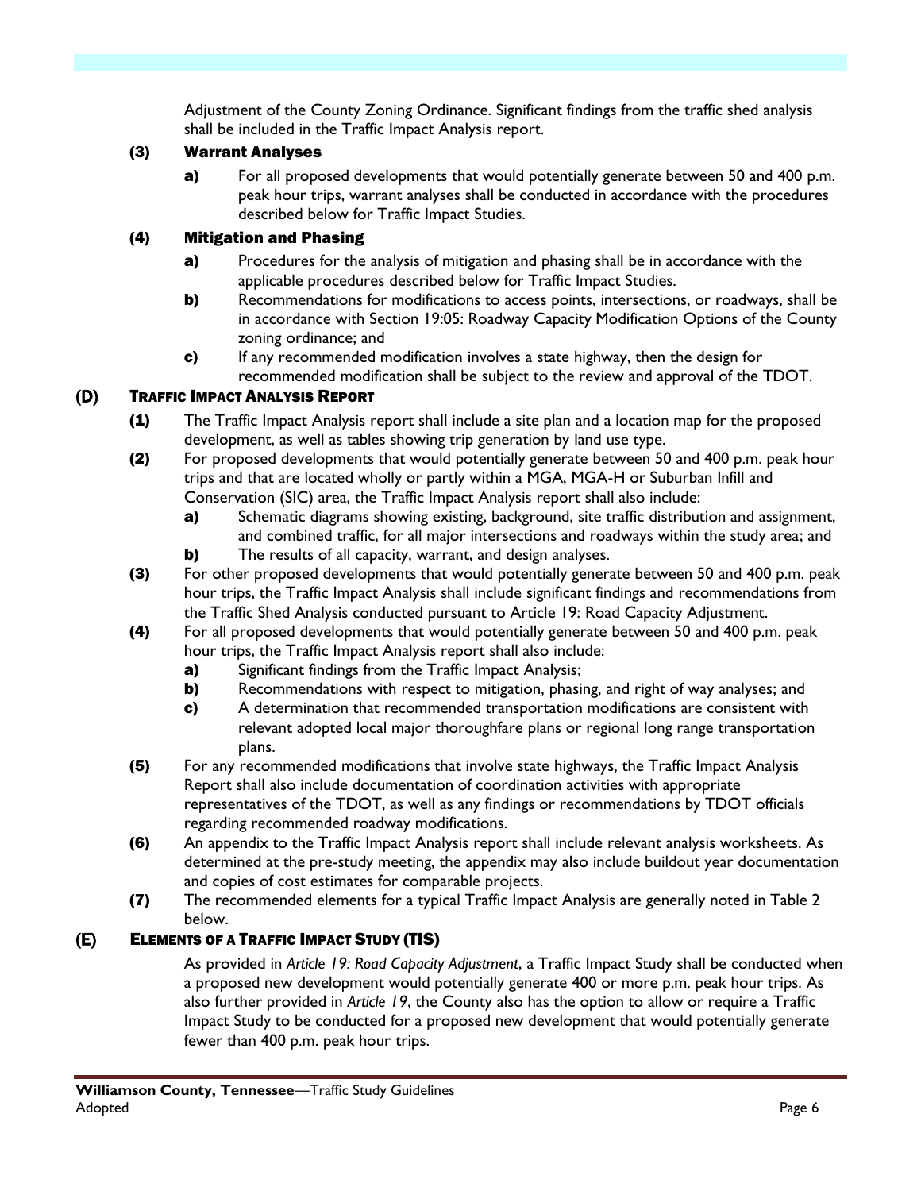Adjustment of the County Zoning Ordinance. Significant findings from the traffic shed analysis shall be included in the Traffic Impact Analysis report.

**(3) Warrant Analyses**

- **a)** For all proposed developments that would potentially generate between 50 and 400 p.m. peak hour trips, warrant analyses shall be conducted in accordance with the procedures described below for Traffic Impact Studies.

**(4) Mitigation and Phasing**

- **a)** Procedures for the analysis of mitigation and phasing shall be in accordance with the applicable procedures described below for Traffic Impact Studies.
- **b)** Recommendations for modifications to access points, intersections, or roadways, shall be in accordance with Section 19:05: Roadway Capacity Modification Options of the County zoning ordinance; and
- **c)** If any recommended modification involves a state highway, then the design for recommended modification shall be subject to the review and approval of the TDOT.

## (D) Traffic Impact Analysis Report

- **(1)** The Traffic Impact Analysis report shall include a site plan and a location map for the proposed development, as well as tables showing trip generation by land use type.
- **(2)** For proposed developments that would potentially generate between 50 and 400 p.m. peak hour trips and that are located wholly or partly within a MGA, MGA-H or Suburban Infill and Conservation (SIC) area, the Traffic Impact Analysis report shall also include:
  - **a)** Schematic diagrams showing existing, background, site traffic distribution and assignment, and combined traffic, for all major intersections and roadways within the study area; and
  - **b)** The results of all capacity, warrant, and design analyses.
- **(3)** For other proposed developments that would potentially generate between 50 and 400 p.m. peak hour trips, the Traffic Impact Analysis shall include significant findings and recommendations from the Traffic Shed Analysis conducted pursuant to Article 19: Road Capacity Adjustment.
- **(4)** For all proposed developments that would potentially generate between 50 and 400 p.m. peak hour trips, the Traffic Impact Analysis report shall also include:
  - **a)** Significant findings from the Traffic Impact Analysis;
  - **b)** Recommendations with respect to mitigation, phasing, and right of way analyses; and
  - **c)** A determination that recommended transportation modifications are consistent with relevant adopted local major thoroughfare plans or regional long range transportation plans.
- **(5)** For any recommended modifications that involve state highways, the Traffic Impact Analysis Report shall also include documentation of coordination activities with appropriate representatives of the TDOT, as well as any findings or recommendations by TDOT officials regarding recommended roadway modifications.
- **(6)** An appendix to the Traffic Impact Analysis report shall include relevant analysis worksheets. As determined at the pre-study meeting, the appendix may also include buildout year documentation and copies of cost estimates for comparable projects.
- **(7)** The recommended elements for a typical Traffic Impact Analysis are generally noted in Table 2 below.

## (E) Elements of a Traffic Impact Study (TIS)

As provided in *Article 19: Road Capacity Adjustment*, a Traffic Impact Study shall be conducted when a proposed new development would potentially generate 400 or more p.m. peak hour trips. As also further provided in *Article 19*, the County also has the option to allow or require a Traffic Impact Study to be conducted for a proposed new development that would potentially generate fewer than 400 p.m. peak hour trips.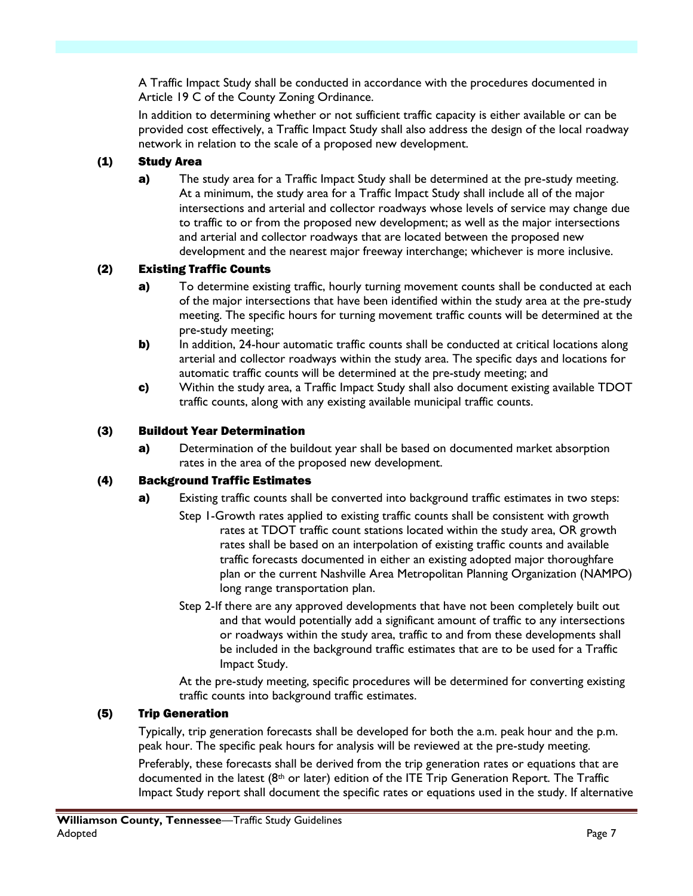A Traffic Impact Study shall be conducted in accordance with the procedures documented in Article 19 C of the County Zoning Ordinance.

In addition to determining whether or not sufficient traffic capacity is either available or can be provided cost effectively, a Traffic Impact Study shall also address the design of the local roadway network in relation to the scale of a proposed new development.

#### (1) Study Area

**a)** The study area for a Traffic Impact Study shall be determined at the pre-study meeting. At a minimum, the study area for a Traffic Impact Study shall include all of the major intersections and arterial and collector roadways whose levels of service may change due to traffic to or from the proposed new development; as well as the major intersections and arterial and collector roadways that are located between the proposed new development and the nearest major freeway interchange; whichever is more inclusive.

#### (2) Existing Traffic Counts

**a)** To determine existing traffic, hourly turning movement counts shall be conducted at each of the major intersections that have been identified within the study area at the pre-study meeting. The specific hours for turning movement traffic counts will be determined at the pre-study meeting;

**b)** In addition, 24-hour automatic traffic counts shall be conducted at critical locations along arterial and collector roadways within the study area. The specific days and locations for automatic traffic counts will be determined at the pre-study meeting; and

**c)** Within the study area, a Traffic Impact Study shall also document existing available TDOT traffic counts, along with any existing available municipal traffic counts.

#### (3) Buildout Year Determination

**a)** Determination of the buildout year shall be based on documented market absorption rates in the area of the proposed new development.

#### (4) Background Traffic Estimates

**a)** Existing traffic counts shall be converted into background traffic estimates in two steps:

Step 1-Growth rates applied to existing traffic counts shall be consistent with growth rates at TDOT traffic count stations located within the study area, OR growth rates shall be based on an interpolation of existing traffic counts and available traffic forecasts documented in either an existing adopted major thoroughfare plan or the current Nashville Area Metropolitan Planning Organization (NAMPO) long range transportation plan.

Step 2-If there are any approved developments that have not been completely built out and that would potentially add a significant amount of traffic to any intersections or roadways within the study area, traffic to and from these developments shall be included in the background traffic estimates that are to be used for a Traffic Impact Study.

At the pre-study meeting, specific procedures will be determined for converting existing traffic counts into background traffic estimates.

#### (5) Trip Generation

Typically, trip generation forecasts shall be developed for both the a.m. peak hour and the p.m. peak hour. The specific peak hours for analysis will be reviewed at the pre-study meeting.

Preferably, these forecasts shall be derived from the trip generation rates or equations that are documented in the latest (8th or later) edition of the ITE Trip Generation Report. The Traffic Impact Study report shall document the specific rates or equations used in the study. If alternative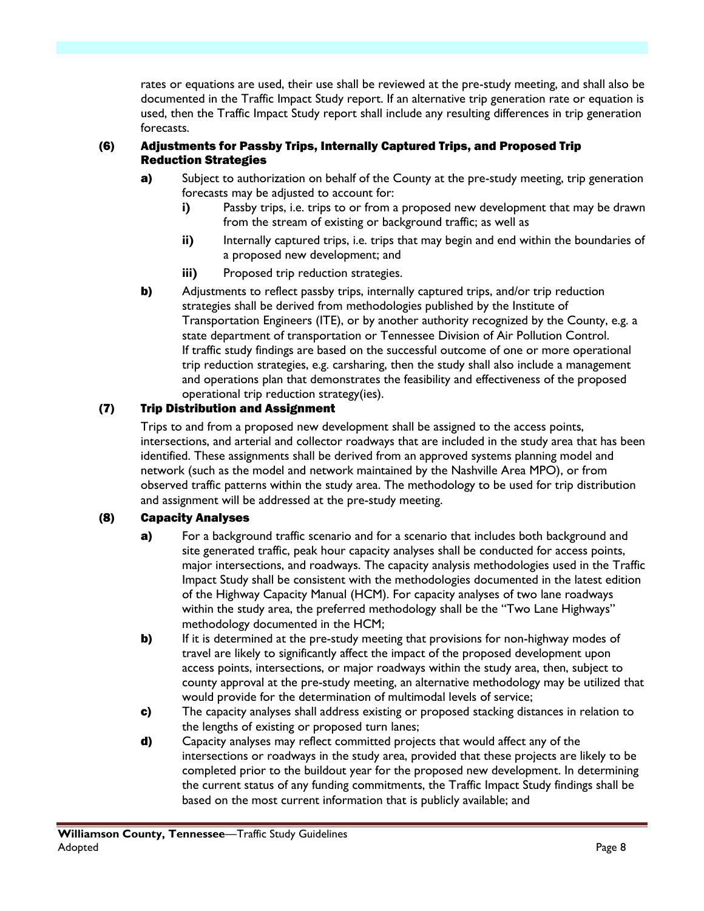rates or equations are used, their use shall be reviewed at the pre-study meeting, and shall also be documented in the Traffic Impact Study report. If an alternative trip generation rate or equation is used, then the Traffic Impact Study report shall include any resulting differences in trip generation forecasts.

### (6) Adjustments for Passby Trips, Internally Captured Trips, and Proposed Trip Reduction Strategies

**a)** Subject to authorization on behalf of the County at the pre-study meeting, trip generation forecasts may be adjusted to account for:

- **i)** Passby trips, i.e. trips to or from a proposed new development that may be drawn from the stream of existing or background traffic; as well as
- **ii)** Internally captured trips, i.e. trips that may begin and end within the boundaries of a proposed new development; and
- **iii)** Proposed trip reduction strategies.

**b)** Adjustments to reflect passby trips, internally captured trips, and/or trip reduction strategies shall be derived from methodologies published by the Institute of Transportation Engineers (ITE), or by another authority recognized by the County, e.g. a state department of transportation or Tennessee Division of Air Pollution Control. If traffic study findings are based on the successful outcome of one or more operational trip reduction strategies, e.g. carsharing, then the study shall also include a management and operations plan that demonstrates the feasibility and effectiveness of the proposed operational trip reduction strategy(ies).

### (7) Trip Distribution and Assignment

Trips to and from a proposed new development shall be assigned to the access points, intersections, and arterial and collector roadways that are included in the study area that has been identified. These assignments shall be derived from an approved systems planning model and network (such as the model and network maintained by the Nashville Area MPO), or from observed traffic patterns within the study area. The methodology to be used for trip distribution and assignment will be addressed at the pre-study meeting.

### (8) Capacity Analyses

**a)** For a background traffic scenario and for a scenario that includes both background and site generated traffic, peak hour capacity analyses shall be conducted for access points, major intersections, and roadways. The capacity analysis methodologies used in the Traffic Impact Study shall be consistent with the methodologies documented in the latest edition of the Highway Capacity Manual (HCM). For capacity analyses of two lane roadways within the study area, the preferred methodology shall be the "Two Lane Highways" methodology documented in the HCM;

**b)** If it is determined at the pre-study meeting that provisions for non-highway modes of travel are likely to significantly affect the impact of the proposed development upon access points, intersections, or major roadways within the study area, then, subject to county approval at the pre-study meeting, an alternative methodology may be utilized that would provide for the determination of multimodal levels of service;

**c)** The capacity analyses shall address existing or proposed stacking distances in relation to the lengths of existing or proposed turn lanes;

**d)** Capacity analyses may reflect committed projects that would affect any of the intersections or roadways in the study area, provided that these projects are likely to be completed prior to the buildout year for the proposed new development. In determining the current status of any funding commitments, the Traffic Impact Study findings shall be based on the most current information that is publicly available; and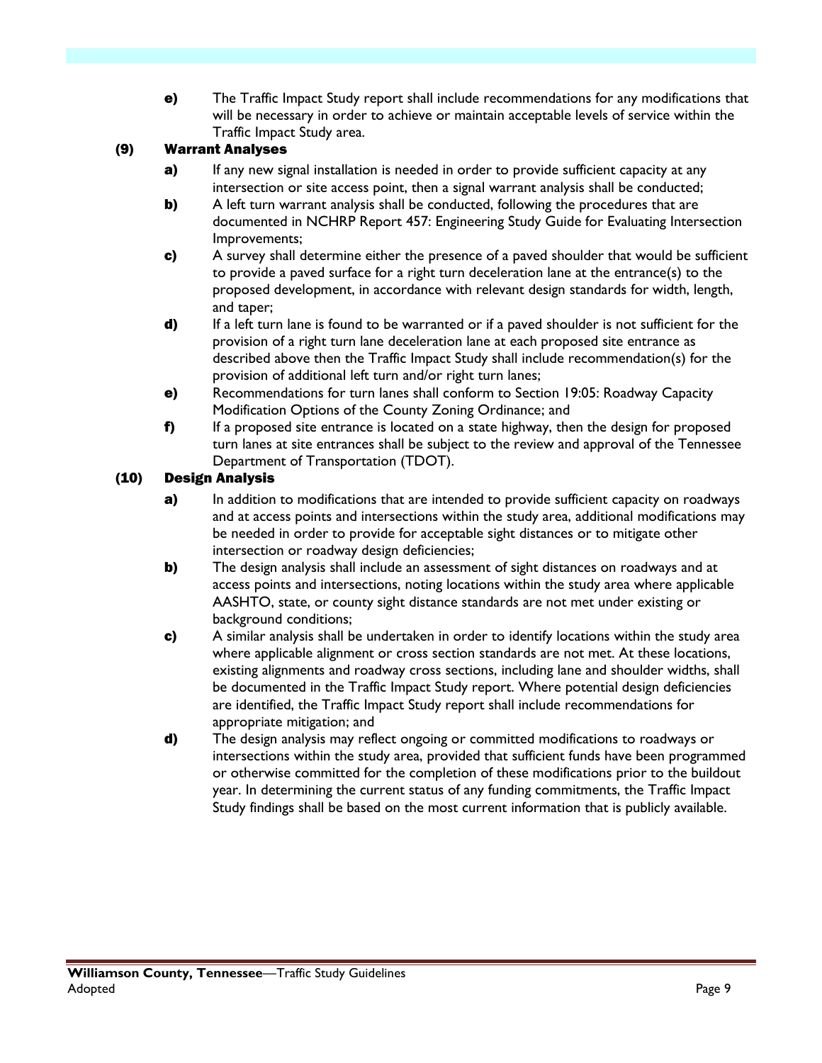**e)** The Traffic Impact Study report shall include recommendations for any modifications that will be necessary in order to achieve or maintain acceptable levels of service within the Traffic Impact Study area.

### (9) Warrant Analyses

**a)** If any new signal installation is needed in order to provide sufficient capacity at any intersection or site access point, then a signal warrant analysis shall be conducted;

**b)** A left turn warrant analysis shall be conducted, following the procedures that are documented in NCHRP Report 457: Engineering Study Guide for Evaluating Intersection Improvements;

**c)** A survey shall determine either the presence of a paved shoulder that would be sufficient to provide a paved surface for a right turn deceleration lane at the entrance(s) to the proposed development, in accordance with relevant design standards for width, length, and taper;

**d)** If a left turn lane is found to be warranted or if a paved shoulder is not sufficient for the provision of a right turn lane deceleration lane at each proposed site entrance as described above then the Traffic Impact Study shall include recommendation(s) for the provision of additional left turn and/or right turn lanes;

**e)** Recommendations for turn lanes shall conform to Section 19:05: Roadway Capacity Modification Options of the County Zoning Ordinance; and

**f)** If a proposed site entrance is located on a state highway, then the design for proposed turn lanes at site entrances shall be subject to the review and approval of the Tennessee Department of Transportation (TDOT).

### (10) Design Analysis

**a)** In addition to modifications that are intended to provide sufficient capacity on roadways and at access points and intersections within the study area, additional modifications may be needed in order to provide for acceptable sight distances or to mitigate other intersection or roadway design deficiencies;

**b)** The design analysis shall include an assessment of sight distances on roadways and at access points and intersections, noting locations within the study area where applicable AASHTO, state, or county sight distance standards are not met under existing or background conditions;

**c)** A similar analysis shall be undertaken in order to identify locations within the study area where applicable alignment or cross section standards are not met. At these locations, existing alignments and roadway cross sections, including lane and shoulder widths, shall be documented in the Traffic Impact Study report. Where potential design deficiencies are identified, the Traffic Impact Study report shall include recommendations for appropriate mitigation; and

**d)** The design analysis may reflect ongoing or committed modifications to roadways or intersections within the study area, provided that sufficient funds have been programmed or otherwise committed for the completion of these modifications prior to the buildout year. In determining the current status of any funding commitments, the Traffic Impact Study findings shall be based on the most current information that is publicly available.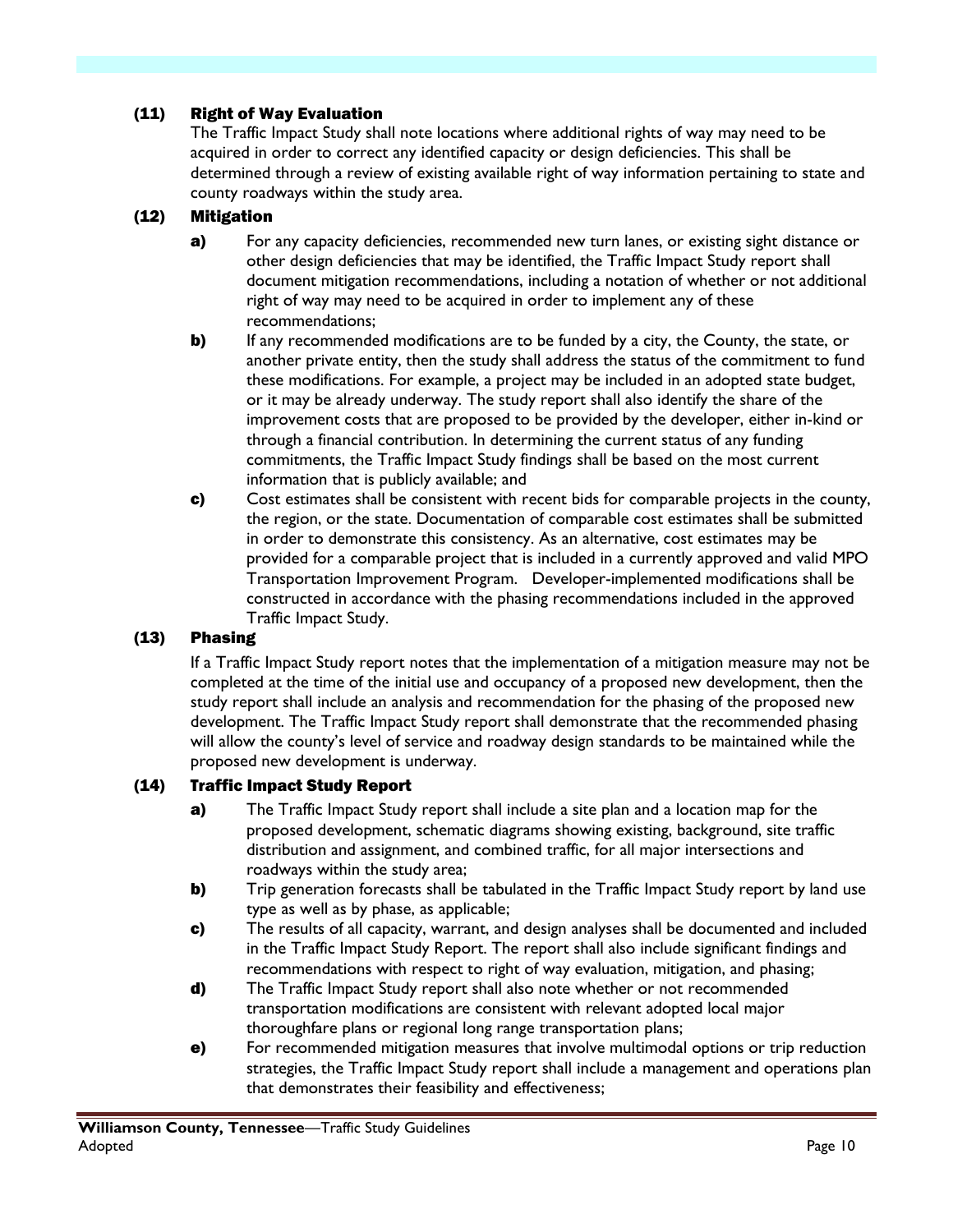### (11) Right of Way Evaluation

The Traffic Impact Study shall note locations where additional rights of way may need to be acquired in order to correct any identified capacity or design deficiencies. This shall be determined through a review of existing available right of way information pertaining to state and county roadways within the study area.

### (12) Mitigation

- **a)** For any capacity deficiencies, recommended new turn lanes, or existing sight distance or other design deficiencies that may be identified, the Traffic Impact Study report shall document mitigation recommendations, including a notation of whether or not additional right of way may need to be acquired in order to implement any of these recommendations;
- **b)** If any recommended modifications are to be funded by a city, the County, the state, or another private entity, then the study shall address the status of the commitment to fund these modifications. For example, a project may be included in an adopted state budget, or it may be already underway. The study report shall also identify the share of the improvement costs that are proposed to be provided by the developer, either in-kind or through a financial contribution. In determining the current status of any funding commitments, the Traffic Impact Study findings shall be based on the most current information that is publicly available; and
- **c)** Cost estimates shall be consistent with recent bids for comparable projects in the county, the region, or the state. Documentation of comparable cost estimates shall be submitted in order to demonstrate this consistency. As an alternative, cost estimates may be provided for a comparable project that is included in a currently approved and valid MPO Transportation Improvement Program. Developer-implemented modifications shall be constructed in accordance with the phasing recommendations included in the approved Traffic Impact Study.

### (13) Phasing

If a Traffic Impact Study report notes that the implementation of a mitigation measure may not be completed at the time of the initial use and occupancy of a proposed new development, then the study report shall include an analysis and recommendation for the phasing of the proposed new development. The Traffic Impact Study report shall demonstrate that the recommended phasing will allow the county's level of service and roadway design standards to be maintained while the proposed new development is underway.

### (14) Traffic Impact Study Report

- **a)** The Traffic Impact Study report shall include a site plan and a location map for the proposed development, schematic diagrams showing existing, background, site traffic distribution and assignment, and combined traffic, for all major intersections and roadways within the study area;
- **b)** Trip generation forecasts shall be tabulated in the Traffic Impact Study report by land use type as well as by phase, as applicable;
- **c)** The results of all capacity, warrant, and design analyses shall be documented and included in the Traffic Impact Study Report. The report shall also include significant findings and recommendations with respect to right of way evaluation, mitigation, and phasing;
- **d)** The Traffic Impact Study report shall also note whether or not recommended transportation modifications are consistent with relevant adopted local major thoroughfare plans or regional long range transportation plans;
- **e)** For recommended mitigation measures that involve multimodal options or trip reduction strategies, the Traffic Impact Study report shall include a management and operations plan that demonstrates their feasibility and effectiveness;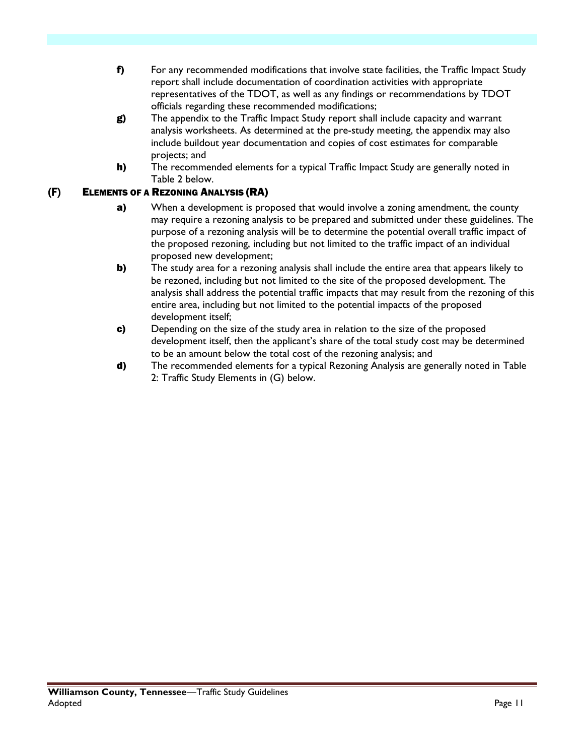**f)** For any recommended modifications that involve state facilities, the Traffic Impact Study report shall include documentation of coordination activities with appropriate representatives of the TDOT, as well as any findings or recommendations by TDOT officials regarding these recommended modifications;

**g)** The appendix to the Traffic Impact Study report shall include capacity and warrant analysis worksheets. As determined at the pre-study meeting, the appendix may also include buildout year documentation and copies of cost estimates for comparable projects; and

**h)** The recommended elements for a typical Traffic Impact Study are generally noted in Table 2 below.

## (F) ELEMENTS OF A REZONING ANALYSIS (RA)

**a)** When a development is proposed that would involve a zoning amendment, the county may require a rezoning analysis to be prepared and submitted under these guidelines. The purpose of a rezoning analysis will be to determine the potential overall traffic impact of the proposed rezoning, including but not limited to the traffic impact of an individual proposed new development;

**b)** The study area for a rezoning analysis shall include the entire area that appears likely to be rezoned, including but not limited to the site of the proposed development. The analysis shall address the potential traffic impacts that may result from the rezoning of this entire area, including but not limited to the potential impacts of the proposed development itself;

**c)** Depending on the size of the study area in relation to the size of the proposed development itself, then the applicant's share of the total study cost may be determined to be an amount below the total cost of the rezoning analysis; and

**d)** The recommended elements for a typical Rezoning Analysis are generally noted in Table 2: Traffic Study Elements in (G) below.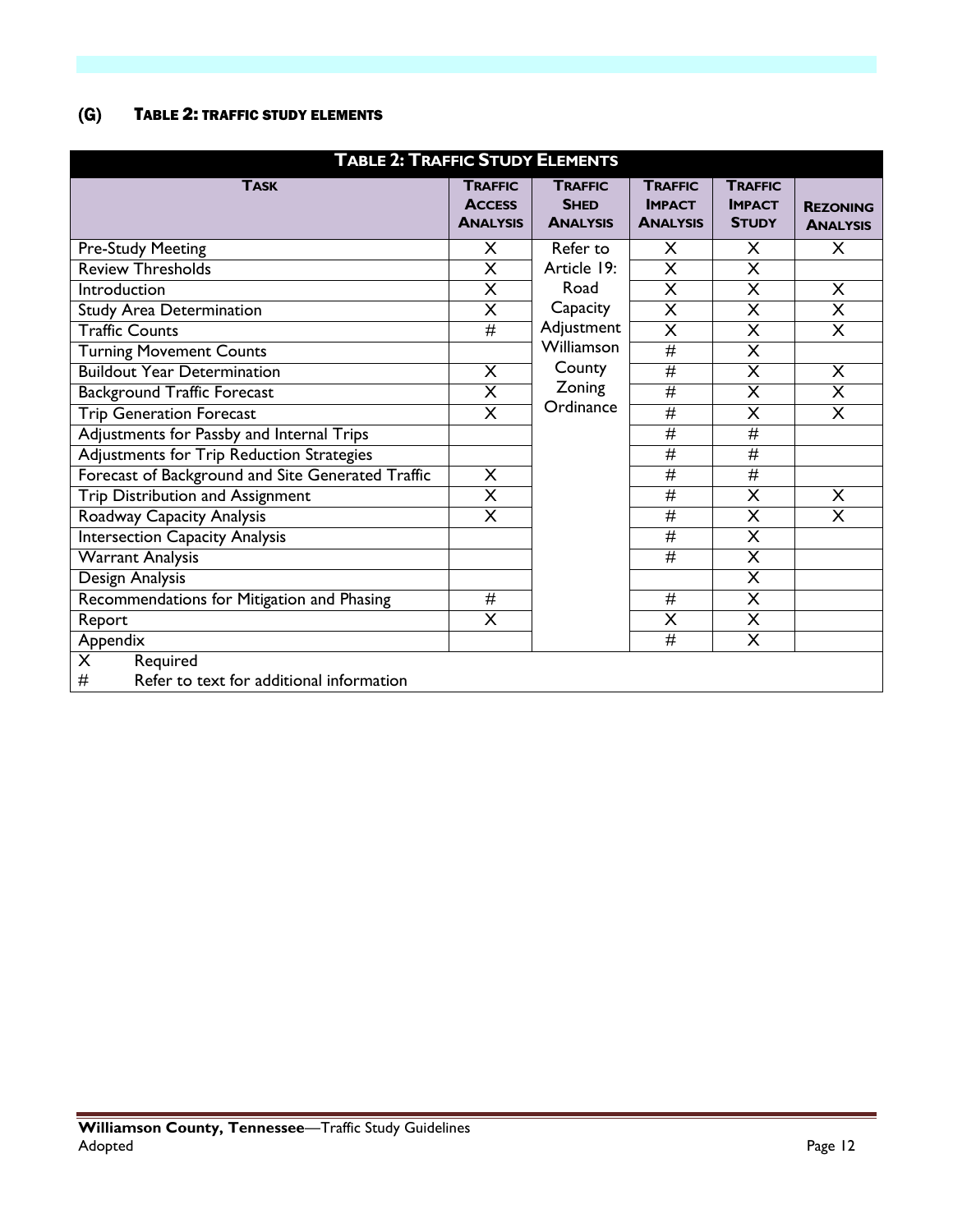### (G) Table 2: Traffic Study Elements

| Table 2: Traffic Study Elements | | | | | |
|---|---|---|---|---|---|
| **Task** | **Traffic Access Analysis** | **Traffic Shed Analysis** | **Traffic Impact Analysis** | **Traffic Impact Study** | **Rezoning Analysis** |
| Pre-Study Meeting | X | Refer to Article 19: Road Capacity Adjustment Williamson County Zoning Ordinance | X | X | X |
| Review Thresholds | X | | X | X | |
| Introduction | X | | X | X | X |
| Study Area Determination | X | | X | X | X |
| Traffic Counts | # | | X | X | X |
| Turning Movement Counts | | | # | X | |
| Buildout Year Determination | X | | # | X | X |
| Background Traffic Forecast | X | | # | X | X |
| Trip Generation Forecast | X | | # | X | X |
| Adjustments for Passby and Internal Trips | | | # | # | |
| Adjustments for Trip Reduction Strategies | | | # | # | |
| Forecast of Background and Site Generated Traffic | X | | # | # | |
| Trip Distribution and Assignment | X | | # | X | X |
| Roadway Capacity Analysis | X | | # | X | X |
| Intersection Capacity Analysis | | | # | X | |
| Warrant Analysis | | | # | X | |
| Design Analysis | | | | X | |
| Recommendations for Mitigation and Phasing | # | | # | X | |
| Report | X | | X | X | |
| Appendix | | | # | X | |

X Required
\# Refer to text for additional information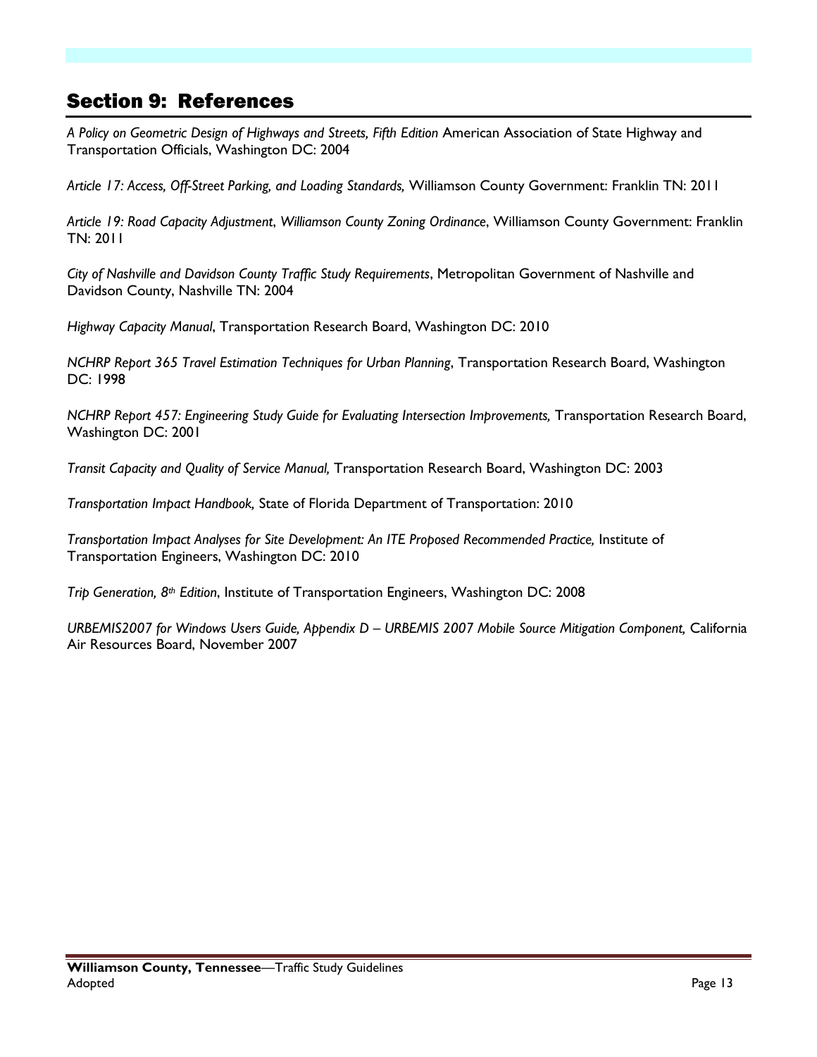## Section 9: References

*A Policy on Geometric Design of Highways and Streets, Fifth Edition* American Association of State Highway and Transportation Officials, Washington DC: 2004

*Article 17: Access, Off-Street Parking, and Loading Standards,* Williamson County Government: Franklin TN: 2011

*Article 19: Road Capacity Adjustment*, *Williamson County Zoning Ordinance*, Williamson County Government: Franklin TN: 2011

*City of Nashville and Davidson County Traffic Study Requirements*, Metropolitan Government of Nashville and Davidson County, Nashville TN: 2004

*Highway Capacity Manual*, Transportation Research Board, Washington DC: 2010

*NCHRP Report 365 Travel Estimation Techniques for Urban Planning*, Transportation Research Board, Washington DC: 1998

*NCHRP Report 457: Engineering Study Guide for Evaluating Intersection Improvements,* Transportation Research Board, Washington DC: 2001

*Transit Capacity and Quality of Service Manual,* Transportation Research Board, Washington DC: 2003

*Transportation Impact Handbook,* State of Florida Department of Transportation: 2010

*Transportation Impact Analyses for Site Development: An ITE Proposed Recommended Practice,* Institute of Transportation Engineers, Washington DC: 2010

*Trip Generation, 8th Edition*, Institute of Transportation Engineers, Washington DC: 2008

*URBEMIS2007 for Windows Users Guide, Appendix D – URBEMIS 2007 Mobile Source Mitigation Component,* California Air Resources Board, November 2007